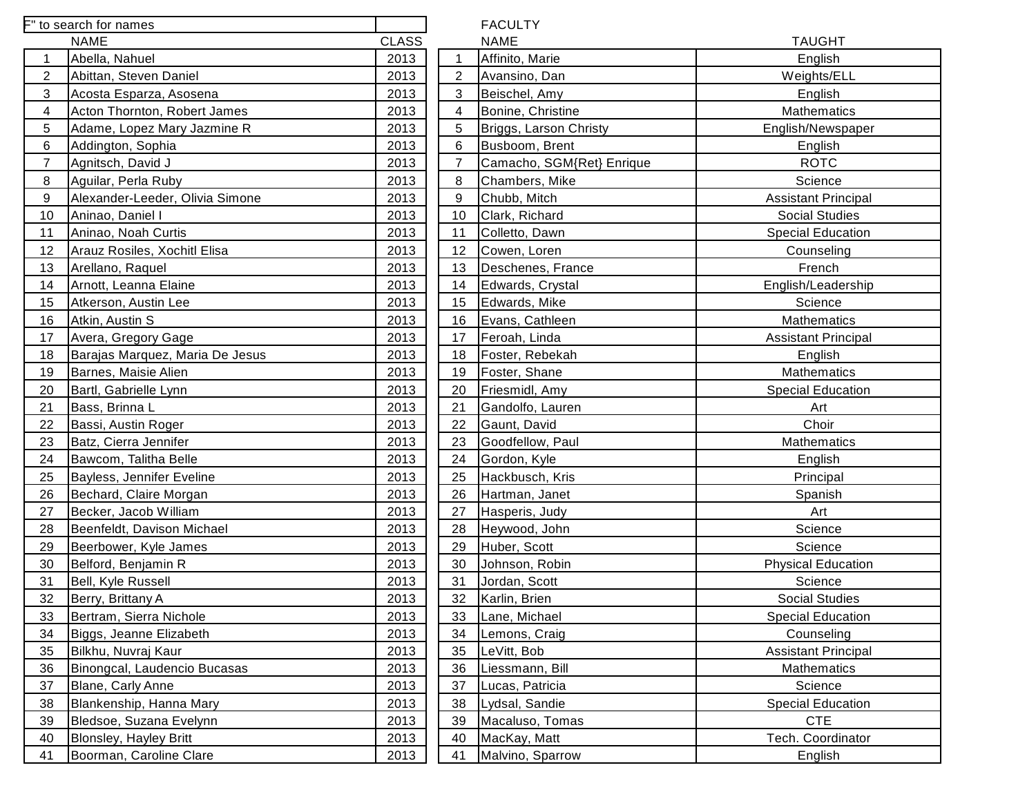F" to search for names

| | NAME | CLASS |
|---|---|---|
| 1 | Abella, Nahuel | 2013 |
| 2 | Abittan, Steven Daniel | 2013 |
| 3 | Acosta Esparza, Asosena | 2013 |
| 4 | Acton Thornton, Robert James | 2013 |
| 5 | Adame, Lopez Mary Jazmine R | 2013 |
| 6 | Addington, Sophia | 2013 |
| 7 | Agnitsch, David J | 2013 |
| 8 | Aguilar, Perla Ruby | 2013 |
| 9 | Alexander-Leeder, Olivia Simone | 2013 |
| 10 | Aninao, Daniel I | 2013 |
| 11 | Aninao, Noah Curtis | 2013 |
| 12 | Arauz Rosiles, Xochitl Elisa | 2013 |
| 13 | Arellano, Raquel | 2013 |
| 14 | Arnott, Leanna Elaine | 2013 |
| 15 | Atkerson, Austin Lee | 2013 |
| 16 | Atkin, Austin S | 2013 |
| 17 | Avera, Gregory Gage | 2013 |
| 18 | Barajas Marquez, Maria De Jesus | 2013 |
| 19 | Barnes, Maisie Alien | 2013 |
| 20 | Bartl, Gabrielle Lynn | 2013 |
| 21 | Bass, Brinna L | 2013 |
| 22 | Bassi, Austin Roger | 2013 |
| 23 | Batz, Cierra Jennifer | 2013 |
| 24 | Bawcom, Talitha Belle | 2013 |
| 25 | Bayless, Jennifer Eveline | 2013 |
| 26 | Bechard, Claire Morgan | 2013 |
| 27 | Becker, Jacob William | 2013 |
| 28 | Beenfeldt, Davison Michael | 2013 |
| 29 | Beerbower, Kyle James | 2013 |
| 30 | Belford, Benjamin R | 2013 |
| 31 | Bell, Kyle Russell | 2013 |
| 32 | Berry, Brittany A | 2013 |
| 33 | Bertram, Sierra Nichole | 2013 |
| 34 | Biggs, Jeanne Elizabeth | 2013 |
| 35 | Bilkhu, Nuvraj Kaur | 2013 |
| 36 | Binongcal, Laudencio Bucasas | 2013 |
| 37 | Blane, Carly Anne | 2013 |
| 38 | Blankenship, Hanna Mary | 2013 |
| 39 | Bledsoe, Suzana Evelynn | 2013 |
| 40 | Blonsley, Hayley Britt | 2013 |
| 41 | Boorman, Caroline Clare | 2013 |

FACULTY

| | NAME | TAUGHT |
|---|---|---|
| 1 | Affinito, Marie | English |
| 2 | Avansino, Dan | Weights/ELL |
| 3 | Beischel, Amy | English |
| 4 | Bonine, Christine | Mathematics |
| 5 | Briggs, Larson Christy | English/Newspaper |
| 6 | Busboom, Brent | English |
| 7 | Camacho, SGM{Ret} Enrique | ROTC |
| 8 | Chambers, Mike | Science |
| 9 | Chubb, Mitch | Assistant Principal |
| 10 | Clark, Richard | Social Studies |
| 11 | Colletto, Dawn | Special Education |
| 12 | Cowen, Loren | Counseling |
| 13 | Deschenes, France | French |
| 14 | Edwards, Crystal | English/Leadership |
| 15 | Edwards, Mike | Science |
| 16 | Evans, Cathleen | Mathematics |
| 17 | Feroah, Linda | Assistant Principal |
| 18 | Foster, Rebekah | English |
| 19 | Foster, Shane | Mathematics |
| 20 | Friesmidl, Amy | Special Education |
| 21 | Gandolfo, Lauren | Art |
| 22 | Gaunt, David | Choir |
| 23 | Goodfellow, Paul | Mathematics |
| 24 | Gordon, Kyle | English |
| 25 | Hackbusch, Kris | Principal |
| 26 | Hartman, Janet | Spanish |
| 27 | Hasperis, Judy | Art |
| 28 | Heywood, John | Science |
| 29 | Huber, Scott | Science |
| 30 | Johnson, Robin | Physical Education |
| 31 | Jordan, Scott | Science |
| 32 | Karlin, Brien | Social Studies |
| 33 | Lane, Michael | Special Education |
| 34 | Lemons, Craig | Counseling |
| 35 | LeVitt, Bob | Assistant Principal |
| 36 | Liessmann, Bill | Mathematics |
| 37 | Lucas, Patricia | Science |
| 38 | Lydsal, Sandie | Special Education |
| 39 | Macaluso, Tomas | CTE |
| 40 | MacKay, Matt | Tech. Coordinator |
| 41 | Malvino, Sparrow | English |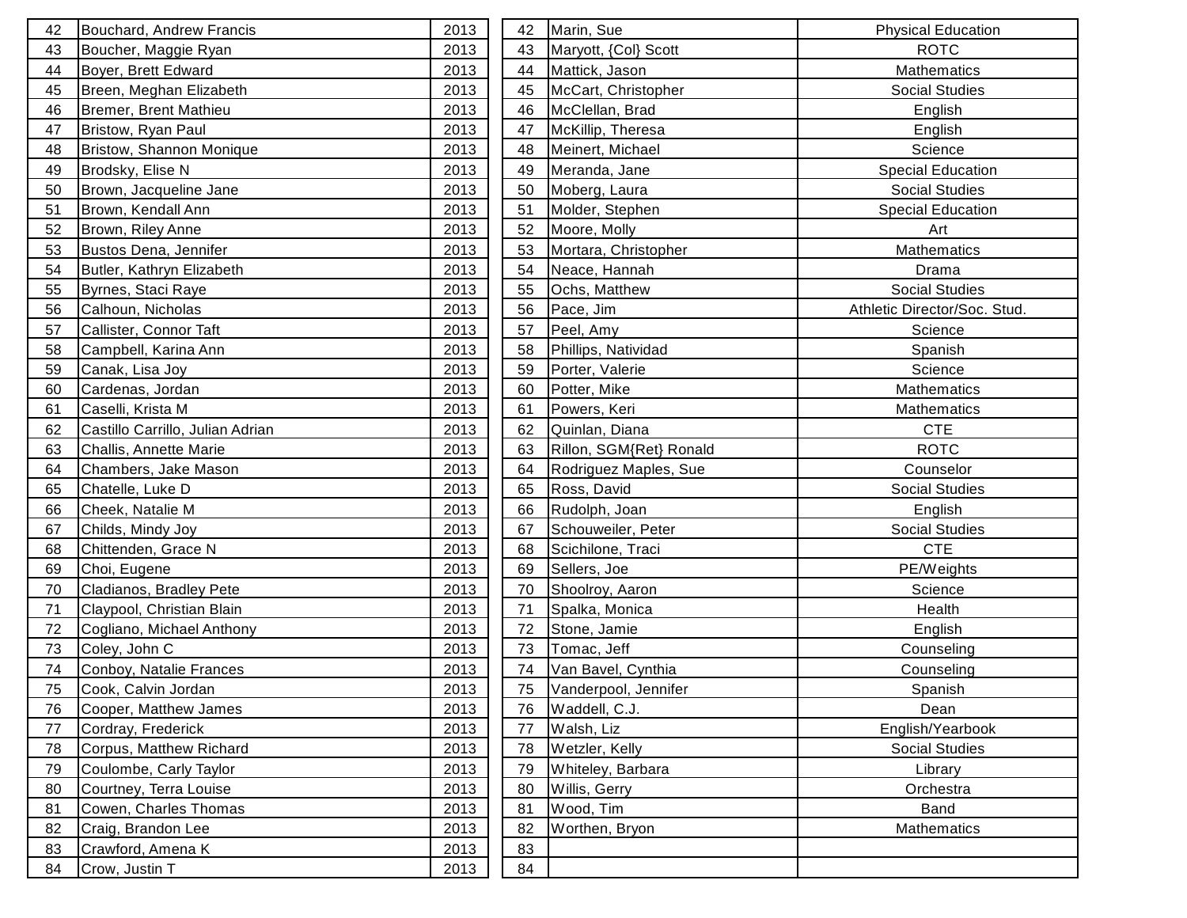| 42 | Bouchard, Andrew Francis | 2013 |
|---|---|---|
| 43 | Boucher, Maggie Ryan | 2013 |
| 44 | Boyer, Brett Edward | 2013 |
| 45 | Breen, Meghan Elizabeth | 2013 |
| 46 | Bremer, Brent Mathieu | 2013 |
| 47 | Bristow, Ryan Paul | 2013 |
| 48 | Bristow, Shannon Monique | 2013 |
| 49 | Brodsky, Elise N | 2013 |
| 50 | Brown, Jacqueline Jane | 2013 |
| 51 | Brown, Kendall Ann | 2013 |
| 52 | Brown, Riley Anne | 2013 |
| 53 | Bustos Dena, Jennifer | 2013 |
| 54 | Butler, Kathryn Elizabeth | 2013 |
| 55 | Byrnes, Staci Raye | 2013 |
| 56 | Calhoun, Nicholas | 2013 |
| 57 | Callister, Connor Taft | 2013 |
| 58 | Campbell, Karina Ann | 2013 |
| 59 | Canak, Lisa Joy | 2013 |
| 60 | Cardenas, Jordan | 2013 |
| 61 | Caselli, Krista M | 2013 |
| 62 | Castillo Carrillo, Julian Adrian | 2013 |
| 63 | Challis, Annette Marie | 2013 |
| 64 | Chambers, Jake Mason | 2013 |
| 65 | Chatelle, Luke D | 2013 |
| 66 | Cheek, Natalie M | 2013 |
| 67 | Childs, Mindy Joy | 2013 |
| 68 | Chittenden, Grace N | 2013 |
| 69 | Choi, Eugene | 2013 |
| 70 | Cladianos, Bradley Pete | 2013 |
| 71 | Claypool, Christian Blain | 2013 |
| 72 | Cogliano, Michael Anthony | 2013 |
| 73 | Coley, John C | 2013 |
| 74 | Conboy, Natalie Frances | 2013 |
| 75 | Cook, Calvin Jordan | 2013 |
| 76 | Cooper, Matthew James | 2013 |
| 77 | Cordray, Frederick | 2013 |
| 78 | Corpus, Matthew Richard | 2013 |
| 79 | Coulombe, Carly Taylor | 2013 |
| 80 | Courtney, Terra Louise | 2013 |
| 81 | Cowen, Charles Thomas | 2013 |
| 82 | Craig, Brandon Lee | 2013 |
| 83 | Crawford, Amena K | 2013 |
| 84 | Crow, Justin T | 2013 |

| 42 | Marin, Sue | Physical Education |
|---|---|---|
| 43 | Maryott, {Col} Scott | ROTC |
| 44 | Mattick, Jason | Mathematics |
| 45 | McCart, Christopher | Social Studies |
| 46 | McClellan, Brad | English |
| 47 | McKillip, Theresa | English |
| 48 | Meinert, Michael | Science |
| 49 | Meranda, Jane | Special Education |
| 50 | Moberg, Laura | Social Studies |
| 51 | Molder, Stephen | Special Education |
| 52 | Moore, Molly | Art |
| 53 | Mortara, Christopher | Mathematics |
| 54 | Neace, Hannah | Drama |
| 55 | Ochs, Matthew | Social Studies |
| 56 | Pace, Jim | Athletic Director/Soc. Stud. |
| 57 | Peel, Amy | Science |
| 58 | Phillips, Natividad | Spanish |
| 59 | Porter, Valerie | Science |
| 60 | Potter, Mike | Mathematics |
| 61 | Powers, Keri | Mathematics |
| 62 | Quinlan, Diana | CTE |
| 63 | Rillon, SGM{Ret} Ronald | ROTC |
| 64 | Rodriguez Maples, Sue | Counselor |
| 65 | Ross, David | Social Studies |
| 66 | Rudolph, Joan | English |
| 67 | Schouweiler, Peter | Social Studies |
| 68 | Scichilone, Traci | CTE |
| 69 | Sellers, Joe | PE/Weights |
| 70 | Shoolroy, Aaron | Science |
| 71 | Spalka, Monica | Health |
| 72 | Stone, Jamie | English |
| 73 | Tomac, Jeff | Counseling |
| 74 | Van Bavel, Cynthia | Counseling |
| 75 | Vanderpool, Jennifer | Spanish |
| 76 | Waddell, C.J. | Dean |
| 77 | Walsh, Liz | English/Yearbook |
| 78 | Wetzler, Kelly | Social Studies |
| 79 | Whiteley, Barbara | Library |
| 80 | Willis, Gerry | Orchestra |
| 81 | Wood, Tim | Band |
| 82 | Worthen, Bryon | Mathematics |
| 83 | | |
| 84 | | |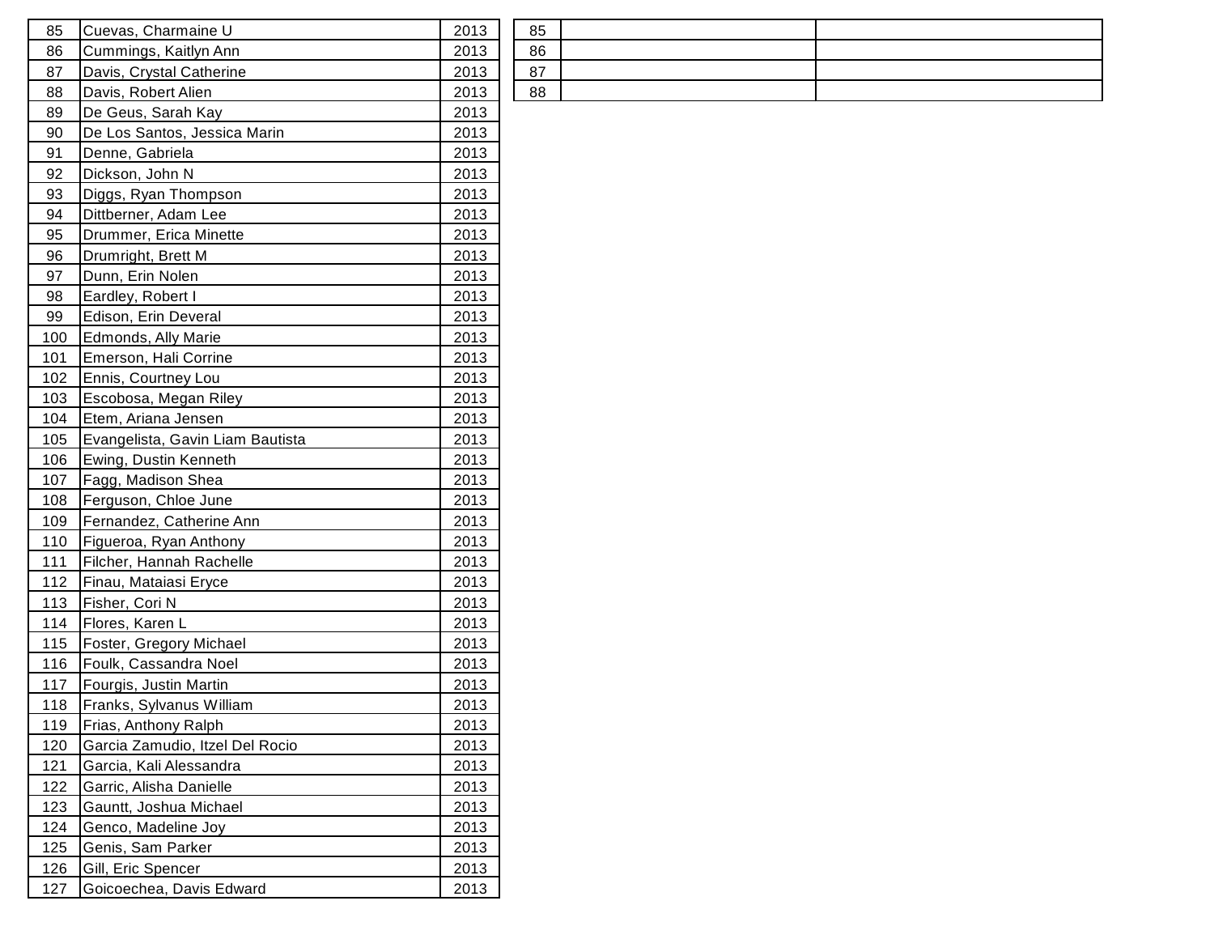| 85 | Cuevas, Charmaine U | 2013 |
|---|---|---|
| 86 | Cummings, Kaitlyn Ann | 2013 |
| 87 | Davis, Crystal Catherine | 2013 |
| 88 | Davis, Robert Alien | 2013 |
| 89 | De Geus, Sarah Kay | 2013 |
| 90 | De Los Santos, Jessica Marin | 2013 |
| 91 | Denne, Gabriela | 2013 |
| 92 | Dickson, John N | 2013 |
| 93 | Diggs, Ryan Thompson | 2013 |
| 94 | Dittberner, Adam Lee | 2013 |
| 95 | Drummer, Erica Minette | 2013 |
| 96 | Drumright, Brett M | 2013 |
| 97 | Dunn, Erin Nolen | 2013 |
| 98 | Eardley, Robert I | 2013 |
| 99 | Edison, Erin Deveral | 2013 |
| 100 | Edmonds, Ally Marie | 2013 |
| 101 | Emerson, Hali Corrine | 2013 |
| 102 | Ennis, Courtney Lou | 2013 |
| 103 | Escobosa, Megan Riley | 2013 |
| 104 | Etem, Ariana Jensen | 2013 |
| 105 | Evangelista, Gavin Liam Bautista | 2013 |
| 106 | Ewing, Dustin Kenneth | 2013 |
| 107 | Fagg, Madison Shea | 2013 |
| 108 | Ferguson, Chloe June | 2013 |
| 109 | Fernandez, Catherine Ann | 2013 |
| 110 | Figueroa, Ryan Anthony | 2013 |
| 111 | Filcher, Hannah Rachelle | 2013 |
| 112 | Finau, Mataiasi Eryce | 2013 |
| 113 | Fisher, Cori N | 2013 |
| 114 | Flores, Karen L | 2013 |
| 115 | Foster, Gregory Michael | 2013 |
| 116 | Foulk, Cassandra Noel | 2013 |
| 117 | Fourgis, Justin Martin | 2013 |
| 118 | Franks, Sylvanus William | 2013 |
| 119 | Frias, Anthony Ralph | 2013 |
| 120 | Garcia Zamudio, Itzel Del Rocio | 2013 |
| 121 | Garcia, Kali Alessandra | 2013 |
| 122 | Garric, Alisha Danielle | 2013 |
| 123 | Gauntt, Joshua Michael | 2013 |
| 124 | Genco, Madeline Joy | 2013 |
| 125 | Genis, Sam Parker | 2013 |
| 126 | Gill, Eric Spencer | 2013 |
| 127 | Goicoechea, Davis Edward | 2013 |

| 85 | | |
|---|---|---|
| 86 | | |
| 87 | | |
| 88 | | |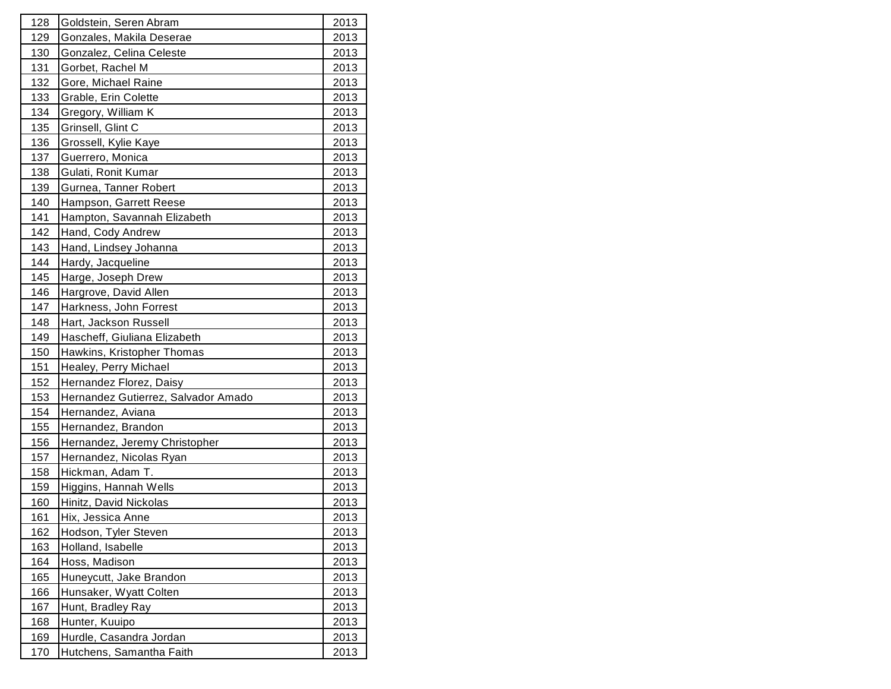| | | |
|---|---|---|
| 128 | Goldstein, Seren Abram | 2013 |
| 129 | Gonzales, Makila Deserae | 2013 |
| 130 | Gonzalez, Celina Celeste | 2013 |
| 131 | Gorbet, Rachel M | 2013 |
| 132 | Gore, Michael Raine | 2013 |
| 133 | Grable, Erin Colette | 2013 |
| 134 | Gregory, William K | 2013 |
| 135 | Grinsell, Glint C | 2013 |
| 136 | Grossell, Kylie Kaye | 2013 |
| 137 | Guerrero, Monica | 2013 |
| 138 | Gulati, Ronit Kumar | 2013 |
| 139 | Gurnea, Tanner Robert | 2013 |
| 140 | Hampson, Garrett Reese | 2013 |
| 141 | Hampton, Savannah Elizabeth | 2013 |
| 142 | Hand, Cody Andrew | 2013 |
| 143 | Hand, Lindsey Johanna | 2013 |
| 144 | Hardy, Jacqueline | 2013 |
| 145 | Harge, Joseph Drew | 2013 |
| 146 | Hargrove, David Allen | 2013 |
| 147 | Harkness, John Forrest | 2013 |
| 148 | Hart, Jackson Russell | 2013 |
| 149 | Hascheff, Giuliana Elizabeth | 2013 |
| 150 | Hawkins, Kristopher Thomas | 2013 |
| 151 | Healey, Perry Michael | 2013 |
| 152 | Hernandez Florez, Daisy | 2013 |
| 153 | Hernandez Gutierrez, Salvador Amado | 2013 |
| 154 | Hernandez, Aviana | 2013 |
| 155 | Hernandez, Brandon | 2013 |
| 156 | Hernandez, Jeremy Christopher | 2013 |
| 157 | Hernandez, Nicolas Ryan | 2013 |
| 158 | Hickman, Adam T. | 2013 |
| 159 | Higgins, Hannah Wells | 2013 |
| 160 | Hinitz, David Nickolas | 2013 |
| 161 | Hix, Jessica Anne | 2013 |
| 162 | Hodson, Tyler Steven | 2013 |
| 163 | Holland, Isabelle | 2013 |
| 164 | Hoss, Madison | 2013 |
| 165 | Huneycutt, Jake Brandon | 2013 |
| 166 | Hunsaker, Wyatt Colten | 2013 |
| 167 | Hunt, Bradley Ray | 2013 |
| 168 | Hunter, Kuuipo | 2013 |
| 169 | Hurdle, Casandra Jordan | 2013 |
| 170 | Hutchens, Samantha Faith | 2013 |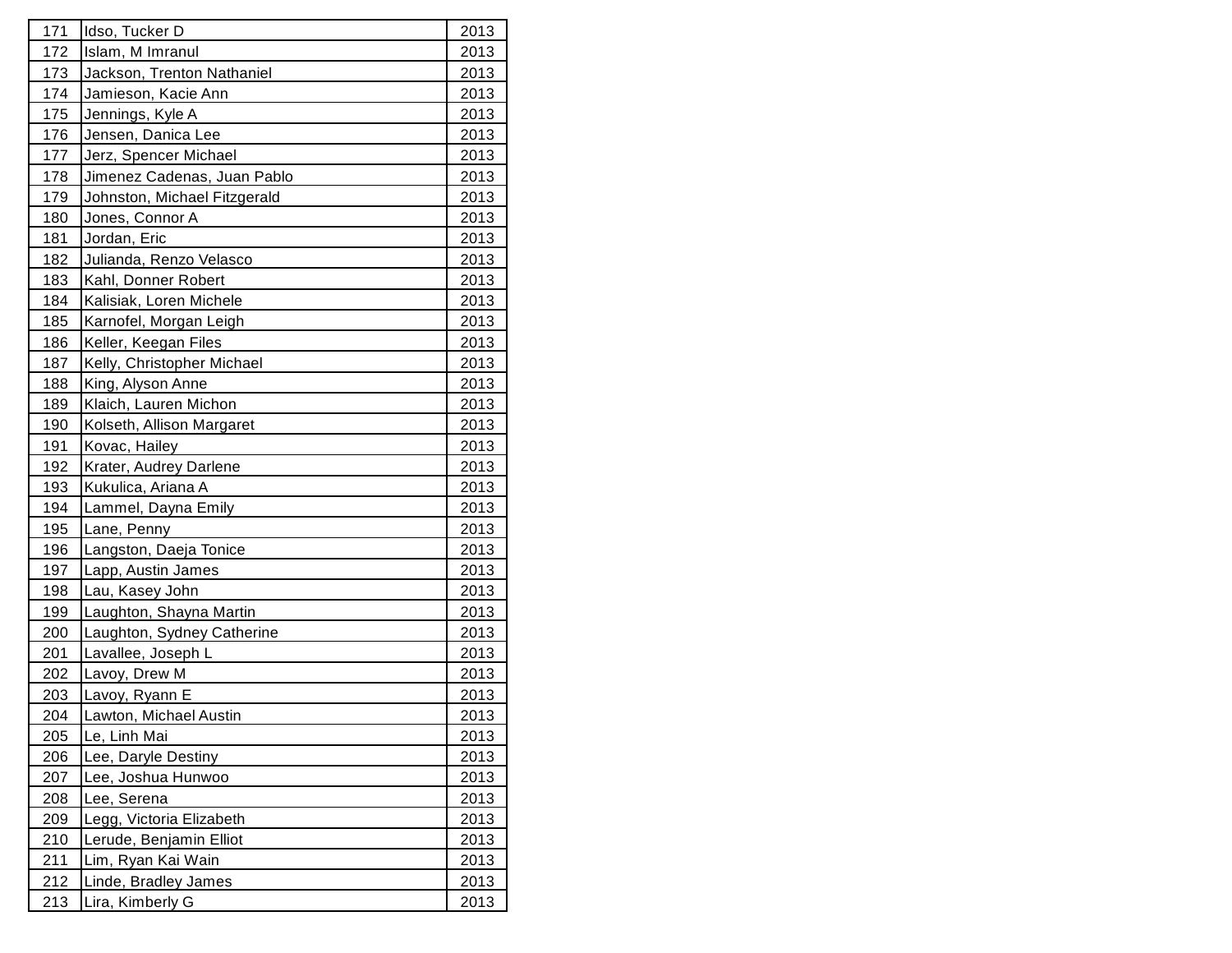| | | |
|---|---|---|
| 171 | Idso, Tucker D | 2013 |
| 172 | Islam, M Imranul | 2013 |
| 173 | Jackson, Trenton Nathaniel | 2013 |
| 174 | Jamieson, Kacie Ann | 2013 |
| 175 | Jennings, Kyle A | 2013 |
| 176 | Jensen, Danica Lee | 2013 |
| 177 | Jerz, Spencer Michael | 2013 |
| 178 | Jimenez Cadenas, Juan Pablo | 2013 |
| 179 | Johnston, Michael Fitzgerald | 2013 |
| 180 | Jones, Connor A | 2013 |
| 181 | Jordan, Eric | 2013 |
| 182 | Julianda, Renzo Velasco | 2013 |
| 183 | Kahl, Donner Robert | 2013 |
| 184 | Kalisiak, Loren Michele | 2013 |
| 185 | Karnofel, Morgan Leigh | 2013 |
| 186 | Keller, Keegan Files | 2013 |
| 187 | Kelly, Christopher Michael | 2013 |
| 188 | King, Alyson Anne | 2013 |
| 189 | Klaich, Lauren Michon | 2013 |
| 190 | Kolseth, Allison Margaret | 2013 |
| 191 | Kovac, Hailey | 2013 |
| 192 | Krater, Audrey Darlene | 2013 |
| 193 | Kukulica, Ariana A | 2013 |
| 194 | Lammel, Dayna Emily | 2013 |
| 195 | Lane, Penny | 2013 |
| 196 | Langston, Daeja Tonice | 2013 |
| 197 | Lapp, Austin James | 2013 |
| 198 | Lau, Kasey John | 2013 |
| 199 | Laughton, Shayna Martin | 2013 |
| 200 | Laughton, Sydney Catherine | 2013 |
| 201 | Lavallee, Joseph L | 2013 |
| 202 | Lavoy, Drew M | 2013 |
| 203 | Lavoy, Ryann E | 2013 |
| 204 | Lawton, Michael Austin | 2013 |
| 205 | Le, Linh Mai | 2013 |
| 206 | Lee, Daryle Destiny | 2013 |
| 207 | Lee, Joshua Hunwoo | 2013 |
| 208 | Lee, Serena | 2013 |
| 209 | Legg, Victoria Elizabeth | 2013 |
| 210 | Lerude, Benjamin Elliot | 2013 |
| 211 | Lim, Ryan Kai Wain | 2013 |
| 212 | Linde, Bradley James | 2013 |
| 213 | Lira, Kimberly G | 2013 |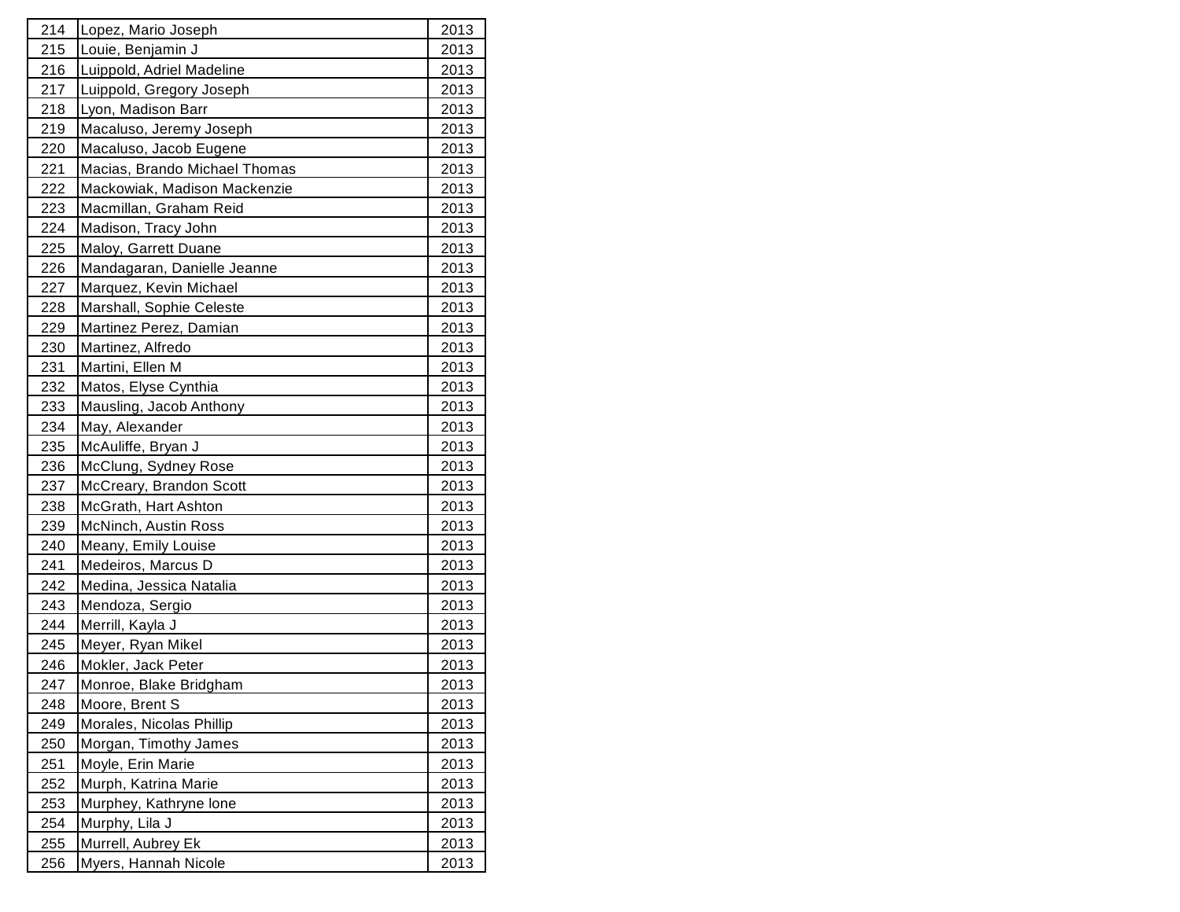| 214 | Lopez, Mario Joseph | 2013 |
|---|---|---|
| 215 | Louie, Benjamin J | 2013 |
| 216 | Luippold, Adriel Madeline | 2013 |
| 217 | Luippold, Gregory Joseph | 2013 |
| 218 | Lyon, Madison Barr | 2013 |
| 219 | Macaluso, Jeremy Joseph | 2013 |
| 220 | Macaluso, Jacob Eugene | 2013 |
| 221 | Macias, Brando Michael Thomas | 2013 |
| 222 | Mackowiak, Madison Mackenzie | 2013 |
| 223 | Macmillan, Graham Reid | 2013 |
| 224 | Madison, Tracy John | 2013 |
| 225 | Maloy, Garrett Duane | 2013 |
| 226 | Mandagaran, Danielle Jeanne | 2013 |
| 227 | Marquez, Kevin Michael | 2013 |
| 228 | Marshall, Sophie Celeste | 2013 |
| 229 | Martinez Perez, Damian | 2013 |
| 230 | Martinez, Alfredo | 2013 |
| 231 | Martini, Ellen M | 2013 |
| 232 | Matos, Elyse Cynthia | 2013 |
| 233 | Mausling, Jacob Anthony | 2013 |
| 234 | May, Alexander | 2013 |
| 235 | McAuliffe, Bryan J | 2013 |
| 236 | McClung, Sydney Rose | 2013 |
| 237 | McCreary, Brandon Scott | 2013 |
| 238 | McGrath, Hart Ashton | 2013 |
| 239 | McNinch, Austin Ross | 2013 |
| 240 | Meany, Emily Louise | 2013 |
| 241 | Medeiros, Marcus D | 2013 |
| 242 | Medina, Jessica Natalia | 2013 |
| 243 | Mendoza, Sergio | 2013 |
| 244 | Merrill, Kayla J | 2013 |
| 245 | Meyer, Ryan Mikel | 2013 |
| 246 | Mokler, Jack Peter | 2013 |
| 247 | Monroe, Blake Bridgham | 2013 |
| 248 | Moore, Brent S | 2013 |
| 249 | Morales, Nicolas Phillip | 2013 |
| 250 | Morgan, Timothy James | 2013 |
| 251 | Moyle, Erin Marie | 2013 |
| 252 | Murph, Katrina Marie | 2013 |
| 253 | Murphey, Kathryne Ione | 2013 |
| 254 | Murphy, Lila J | 2013 |
| 255 | Murrell, Aubrey Ek | 2013 |
| 256 | Myers, Hannah Nicole | 2013 |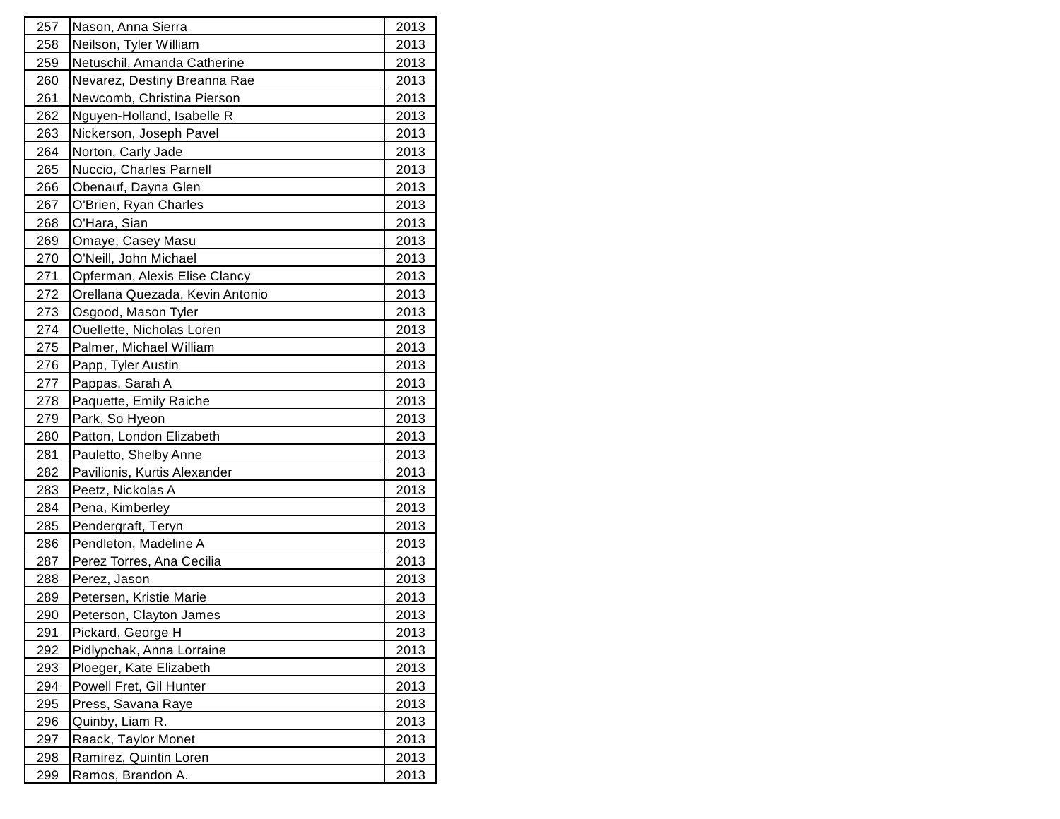| 257 | Nason, Anna Sierra | 2013 |
|---|---|---|
| 258 | Neilson, Tyler William | 2013 |
| 259 | Netuschil, Amanda Catherine | 2013 |
| 260 | Nevarez, Destiny Breanna Rae | 2013 |
| 261 | Newcomb, Christina Pierson | 2013 |
| 262 | Nguyen-Holland, Isabelle R | 2013 |
| 263 | Nickerson, Joseph Pavel | 2013 |
| 264 | Norton, Carly Jade | 2013 |
| 265 | Nuccio, Charles Parnell | 2013 |
| 266 | Obenauf, Dayna Glen | 2013 |
| 267 | O'Brien, Ryan Charles | 2013 |
| 268 | O'Hara, Sian | 2013 |
| 269 | Omaye, Casey Masu | 2013 |
| 270 | O'Neill, John Michael | 2013 |
| 271 | Opferman, Alexis Elise Clancy | 2013 |
| 272 | Orellana Quezada, Kevin Antonio | 2013 |
| 273 | Osgood, Mason Tyler | 2013 |
| 274 | Ouellette, Nicholas Loren | 2013 |
| 275 | Palmer, Michael William | 2013 |
| 276 | Papp, Tyler Austin | 2013 |
| 277 | Pappas, Sarah A | 2013 |
| 278 | Paquette, Emily Raiche | 2013 |
| 279 | Park, So Hyeon | 2013 |
| 280 | Patton, London Elizabeth | 2013 |
| 281 | Pauletto, Shelby Anne | 2013 |
| 282 | Pavilionis, Kurtis Alexander | 2013 |
| 283 | Peetz, Nickolas A | 2013 |
| 284 | Pena, Kimberley | 2013 |
| 285 | Pendergraft, Teryn | 2013 |
| 286 | Pendleton, Madeline A | 2013 |
| 287 | Perez Torres, Ana Cecilia | 2013 |
| 288 | Perez, Jason | 2013 |
| 289 | Petersen, Kristie Marie | 2013 |
| 290 | Peterson, Clayton James | 2013 |
| 291 | Pickard, George H | 2013 |
| 292 | Pidlypchak, Anna Lorraine | 2013 |
| 293 | Ploeger, Kate Elizabeth | 2013 |
| 294 | Powell Fret, Gil Hunter | 2013 |
| 295 | Press, Savana Raye | 2013 |
| 296 | Quinby, Liam R. | 2013 |
| 297 | Raack, Taylor Monet | 2013 |
| 298 | Ramirez, Quintin Loren | 2013 |
| 299 | Ramos, Brandon A. | 2013 |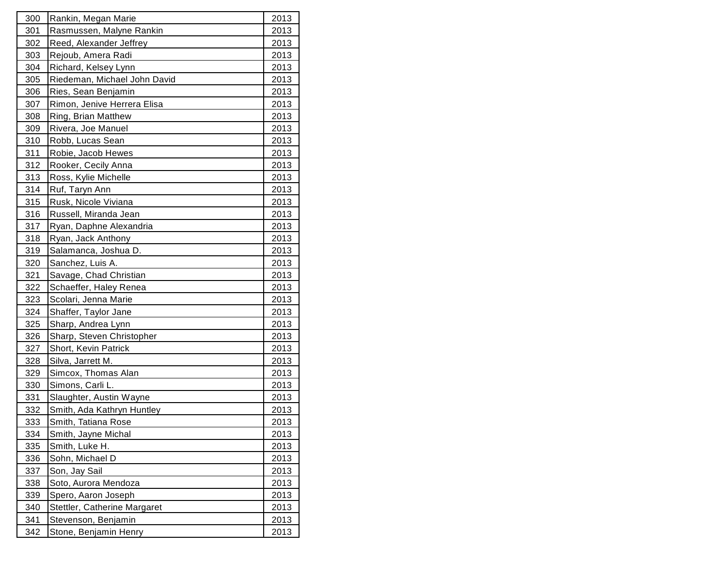| | | |
|---|---|---|
| 300 | Rankin, Megan Marie | 2013 |
| 301 | Rasmussen, Malyne Rankin | 2013 |
| 302 | Reed, Alexander Jeffrey | 2013 |
| 303 | Rejoub, Amera Radi | 2013 |
| 304 | Richard, Kelsey Lynn | 2013 |
| 305 | Riedeman, Michael John David | 2013 |
| 306 | Ries, Sean Benjamin | 2013 |
| 307 | Rimon, Jenive Herrera Elisa | 2013 |
| 308 | Ring, Brian Matthew | 2013 |
| 309 | Rivera, Joe Manuel | 2013 |
| 310 | Robb, Lucas Sean | 2013 |
| 311 | Robie, Jacob Hewes | 2013 |
| 312 | Rooker, Cecily Anna | 2013 |
| 313 | Ross, Kylie Michelle | 2013 |
| 314 | Ruf, Taryn Ann | 2013 |
| 315 | Rusk, Nicole Viviana | 2013 |
| 316 | Russell, Miranda Jean | 2013 |
| 317 | Ryan, Daphne Alexandria | 2013 |
| 318 | Ryan, Jack Anthony | 2013 |
| 319 | Salamanca, Joshua D. | 2013 |
| 320 | Sanchez, Luis A. | 2013 |
| 321 | Savage, Chad Christian | 2013 |
| 322 | Schaeffer, Haley Renea | 2013 |
| 323 | Scolari, Jenna Marie | 2013 |
| 324 | Shaffer, Taylor Jane | 2013 |
| 325 | Sharp, Andrea Lynn | 2013 |
| 326 | Sharp, Steven Christopher | 2013 |
| 327 | Short, Kevin Patrick | 2013 |
| 328 | Silva, Jarrett M. | 2013 |
| 329 | Simcox, Thomas Alan | 2013 |
| 330 | Simons, Carli L. | 2013 |
| 331 | Slaughter, Austin Wayne | 2013 |
| 332 | Smith, Ada Kathryn Huntley | 2013 |
| 333 | Smith, Tatiana Rose | 2013 |
| 334 | Smith, Jayne Michal | 2013 |
| 335 | Smith, Luke H. | 2013 |
| 336 | Sohn, Michael D | 2013 |
| 337 | Son, Jay Sail | 2013 |
| 338 | Soto, Aurora Mendoza | 2013 |
| 339 | Spero, Aaron Joseph | 2013 |
| 340 | Stettler, Catherine Margaret | 2013 |
| 341 | Stevenson, Benjamin | 2013 |
| 342 | Stone, Benjamin Henry | 2013 |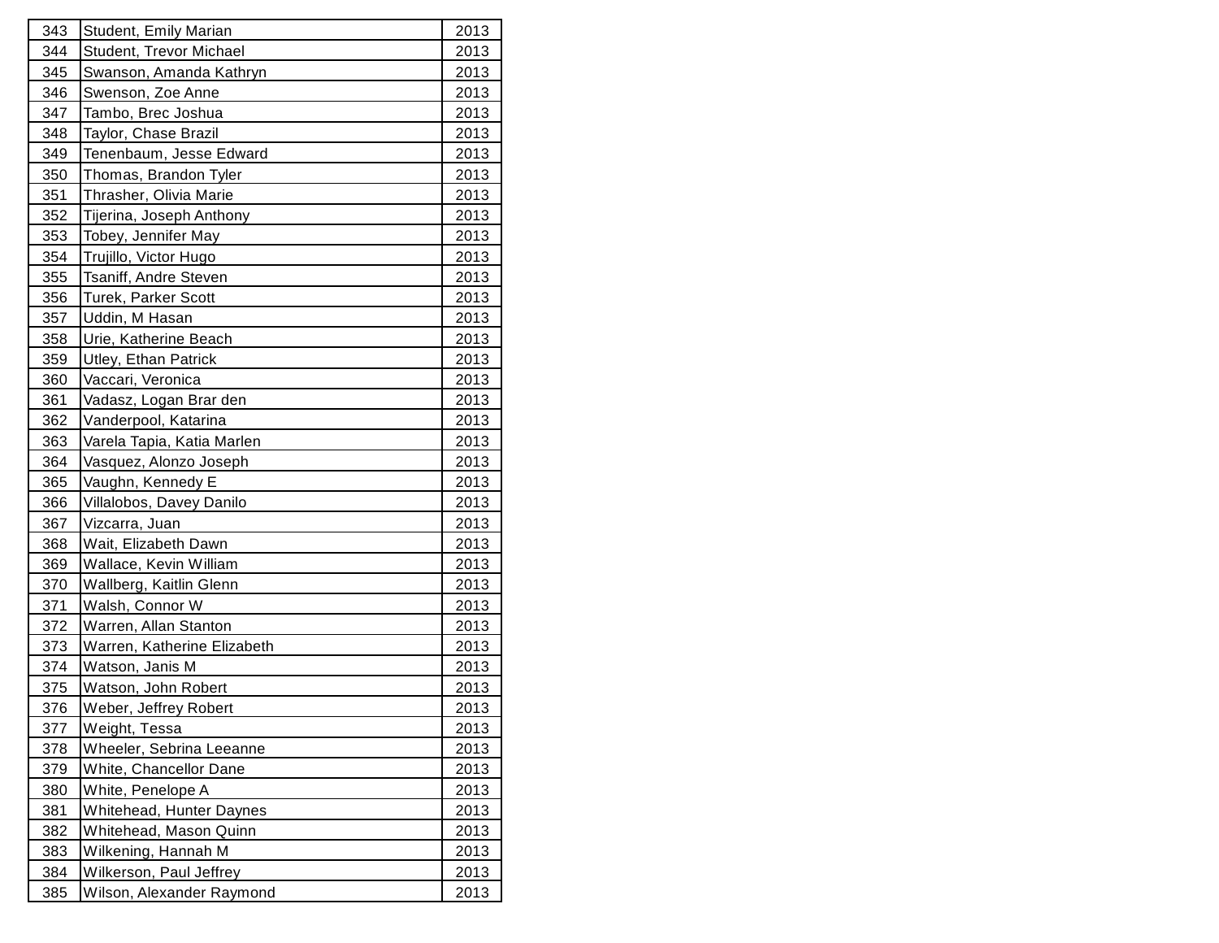| 343 | Student, Emily Marian | 2013 |
|---|---|---|
| 344 | Student, Trevor Michael | 2013 |
| 345 | Swanson, Amanda Kathryn | 2013 |
| 346 | Swenson, Zoe Anne | 2013 |
| 347 | Tambo, Brec Joshua | 2013 |
| 348 | Taylor, Chase Brazil | 2013 |
| 349 | Tenenbaum, Jesse Edward | 2013 |
| 350 | Thomas, Brandon Tyler | 2013 |
| 351 | Thrasher, Olivia Marie | 2013 |
| 352 | Tijerina, Joseph Anthony | 2013 |
| 353 | Tobey, Jennifer May | 2013 |
| 354 | Trujillo, Victor Hugo | 2013 |
| 355 | Tsaniff, Andre Steven | 2013 |
| 356 | Turek, Parker Scott | 2013 |
| 357 | Uddin, M Hasan | 2013 |
| 358 | Urie, Katherine Beach | 2013 |
| 359 | Utley, Ethan Patrick | 2013 |
| 360 | Vaccari, Veronica | 2013 |
| 361 | Vadasz, Logan Brar den | 2013 |
| 362 | Vanderpool, Katarina | 2013 |
| 363 | Varela Tapia, Katia Marlen | 2013 |
| 364 | Vasquez, Alonzo Joseph | 2013 |
| 365 | Vaughn, Kennedy E | 2013 |
| 366 | Villalobos, Davey Danilo | 2013 |
| 367 | Vizcarra, Juan | 2013 |
| 368 | Wait, Elizabeth Dawn | 2013 |
| 369 | Wallace, Kevin William | 2013 |
| 370 | Wallberg, Kaitlin Glenn | 2013 |
| 371 | Walsh, Connor W | 2013 |
| 372 | Warren, Allan Stanton | 2013 |
| 373 | Warren, Katherine Elizabeth | 2013 |
| 374 | Watson, Janis M | 2013 |
| 375 | Watson, John Robert | 2013 |
| 376 | Weber, Jeffrey Robert | 2013 |
| 377 | Weight, Tessa | 2013 |
| 378 | Wheeler, Sebrina Leeanne | 2013 |
| 379 | White, Chancellor Dane | 2013 |
| 380 | White, Penelope A | 2013 |
| 381 | Whitehead, Hunter Daynes | 2013 |
| 382 | Whitehead, Mason Quinn | 2013 |
| 383 | Wilkening, Hannah M | 2013 |
| 384 | Wilkerson, Paul Jeffrey | 2013 |
| 385 | Wilson, Alexander Raymond | 2013 |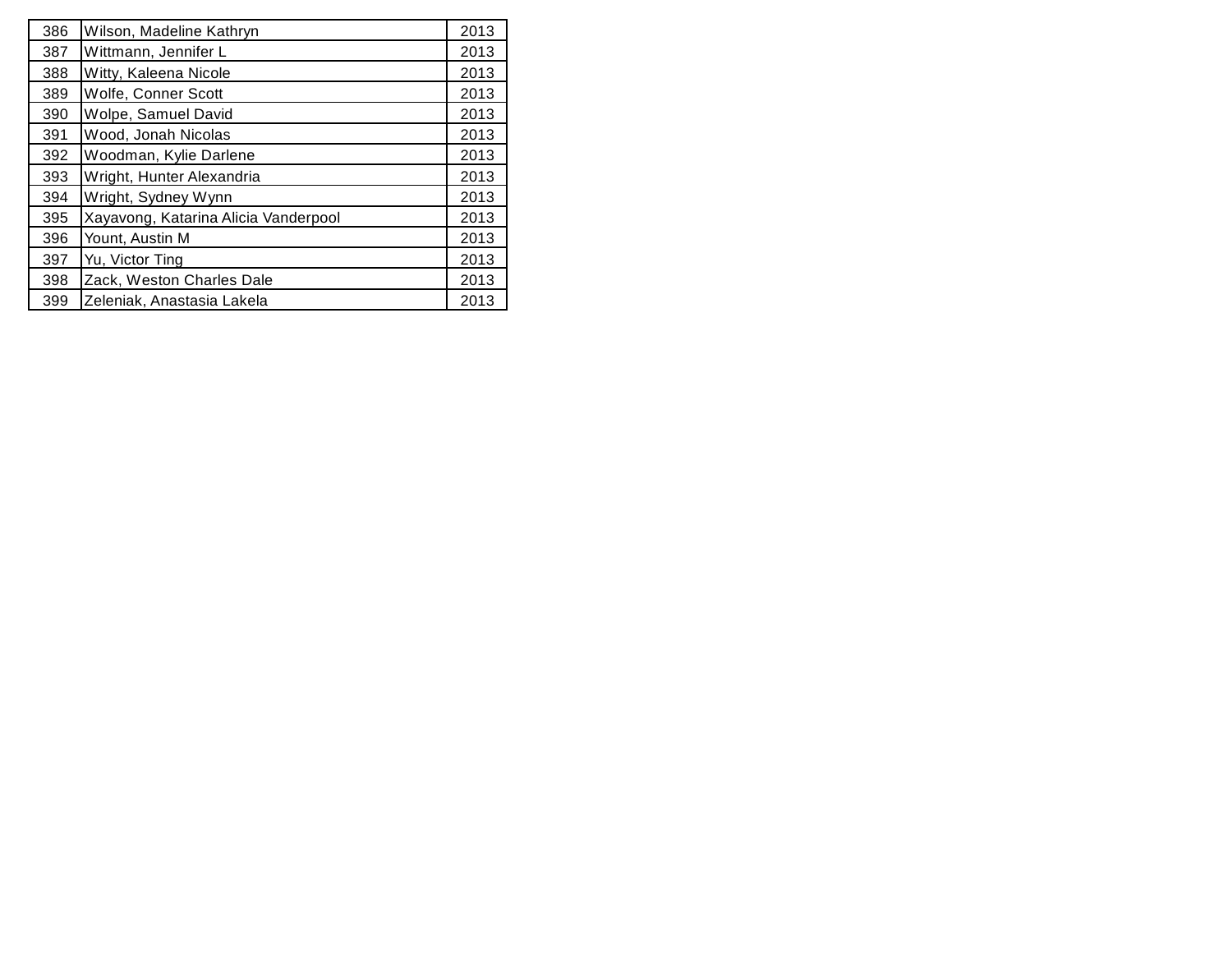| | | |
|---|---|---|
| 386 | Wilson, Madeline Kathryn | 2013 |
| 387 | Wittmann, Jennifer L | 2013 |
| 388 | Witty, Kaleena Nicole | 2013 |
| 389 | Wolfe, Conner Scott | 2013 |
| 390 | Wolpe, Samuel David | 2013 |
| 391 | Wood, Jonah Nicolas | 2013 |
| 392 | Woodman, Kylie Darlene | 2013 |
| 393 | Wright, Hunter Alexandria | 2013 |
| 394 | Wright, Sydney Wynn | 2013 |
| 395 | Xayavong, Katarina Alicia Vanderpool | 2013 |
| 396 | Yount, Austin M | 2013 |
| 397 | Yu, Victor Ting | 2013 |
| 398 | Zack, Weston Charles Dale | 2013 |
| 399 | Zeleniak, Anastasia Lakela | 2013 |